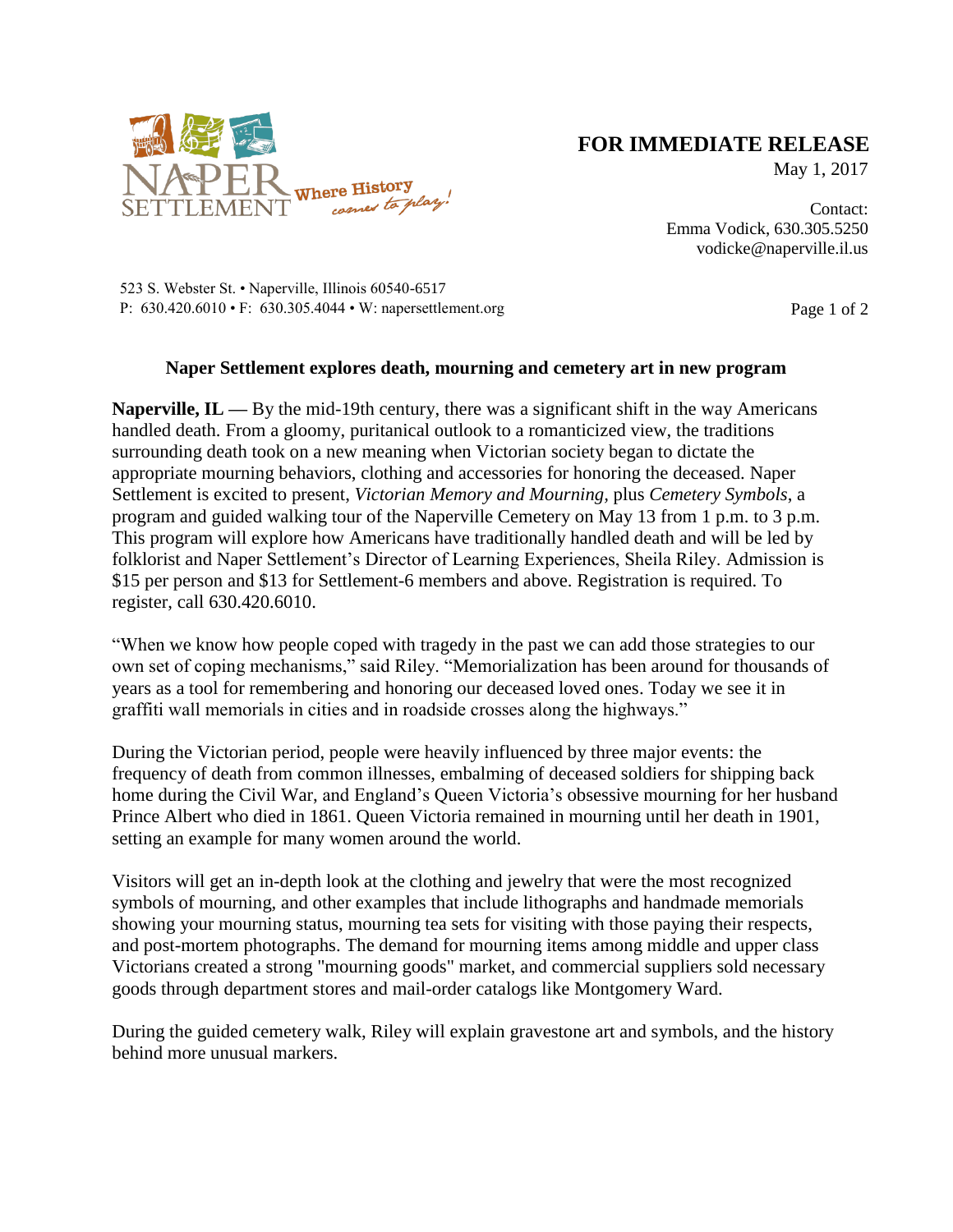NAPER SETTLEMENT Where History comes to play!

**FOR IMMEDIATE RELEASE**
May 1, 2017

Contact:
Emma Vodick, 630.305.5250
vodicke@naperville.il.us

523 S. Webster St. • Naperville, Illinois 60540-6517
P: 630.420.6010 • F: 630.305.4044 • W: napersettlement.org

## Naper Settlement explores death, mourning and cemetery art in new program

**Naperville, IL —** By the mid-19th century, there was a significant shift in the way Americans handled death. From a gloomy, puritanical outlook to a romanticized view, the traditions surrounding death took on a new meaning when Victorian society began to dictate the appropriate mourning behaviors, clothing and accessories for honoring the deceased. Naper Settlement is excited to present, *Victorian Memory and Mourning*, plus *Cemetery Symbols*, a program and guided walking tour of the Naperville Cemetery on May 13 from 1 p.m. to 3 p.m. This program will explore how Americans have traditionally handled death and will be led by folklorist and Naper Settlement's Director of Learning Experiences, Sheila Riley. Admission is $15 per person and $13 for Settlement-6 members and above. Registration is required. To register, call 630.420.6010.

"When we know how people coped with tragedy in the past we can add those strategies to our own set of coping mechanisms," said Riley. "Memorialization has been around for thousands of years as a tool for remembering and honoring our deceased loved ones. Today we see it in graffiti wall memorials in cities and in roadside crosses along the highways."

During the Victorian period, people were heavily influenced by three major events: the frequency of death from common illnesses, embalming of deceased soldiers for shipping back home during the Civil War, and England's Queen Victoria's obsessive mourning for her husband Prince Albert who died in 1861. Queen Victoria remained in mourning until her death in 1901, setting an example for many women around the world.

Visitors will get an in-depth look at the clothing and jewelry that were the most recognized symbols of mourning, and other examples that include lithographs and handmade memorials showing your mourning status, mourning tea sets for visiting with those paying their respects, and post-mortem photographs. The demand for mourning items among middle and upper class Victorians created a strong "mourning goods" market, and commercial suppliers sold necessary goods through department stores and mail-order catalogs like Montgomery Ward.

During the guided cemetery walk, Riley will explain gravestone art and symbols, and the history behind more unusual markers.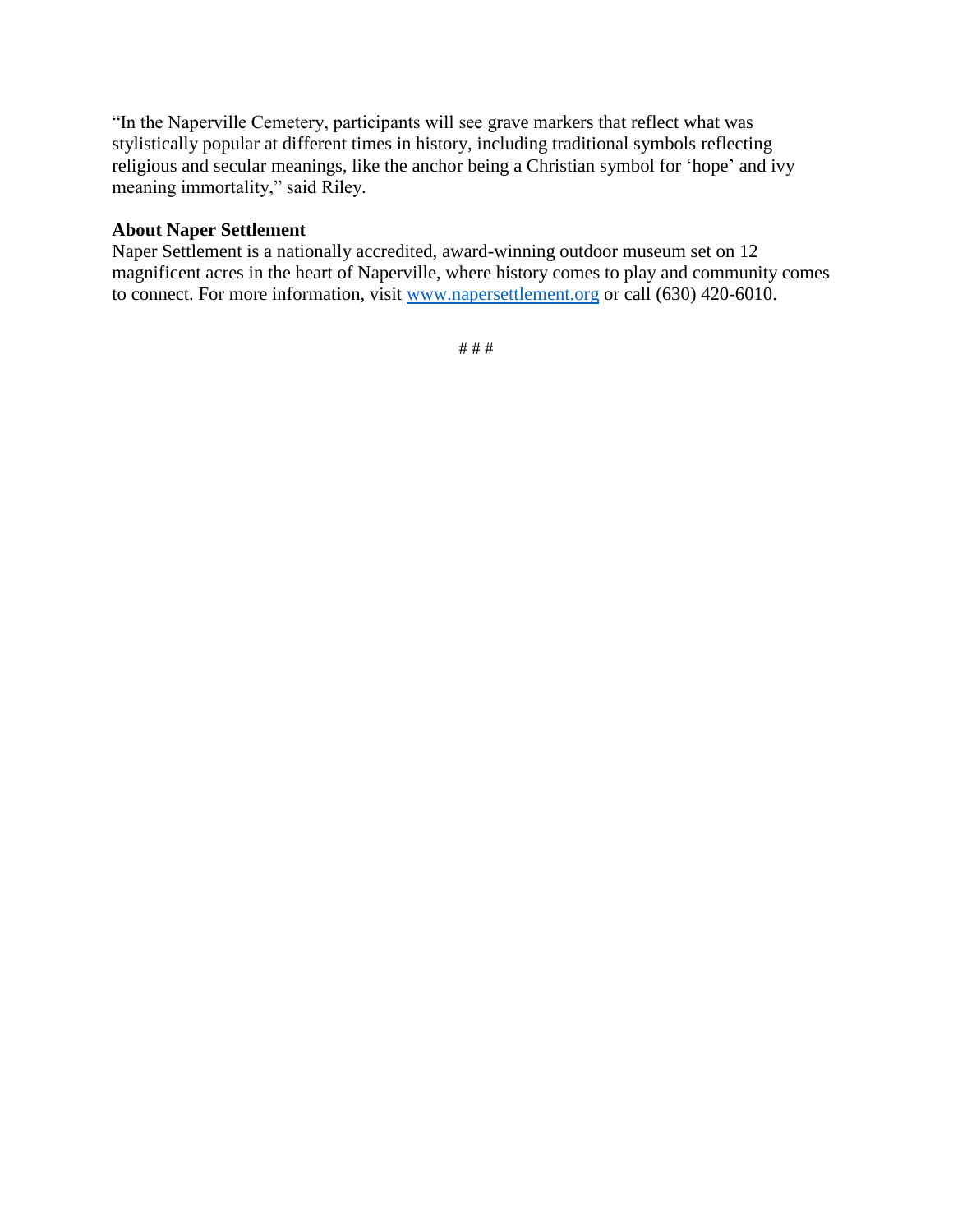"In the Naperville Cemetery, participants will see grave markers that reflect what was stylistically popular at different times in history, including traditional symbols reflecting religious and secular meanings, like the anchor being a Christian symbol for 'hope' and ivy meaning immortality," said Riley.

**About Naper Settlement**
Naper Settlement is a nationally accredited, award-winning outdoor museum set on 12 magnificent acres in the heart of Naperville, where history comes to play and community comes to connect. For more information, visit [www.napersettlement.org](http://www.napersettlement.org) or call (630) 420-6010.

# # #